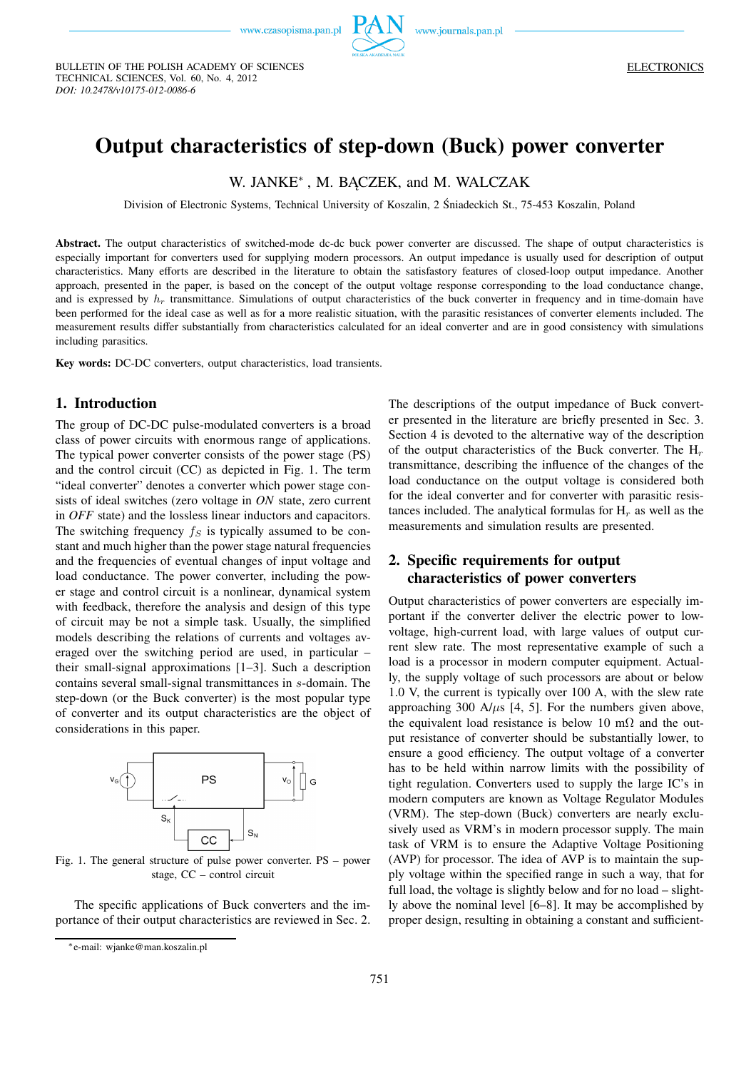# Output characteristics of step-down (Buck) power converter

W. JANKE[*], M. BĄCZEK, and M. WALCZAK

Division of Electronic Systems, Technical University of Koszalin, 2 Śniadeckich St., 75-453 Koszalin, Poland

**Abstract.** The output characteristics of switched-mode dc-dc buck power converter are discussed. The shape of output characteristics is especially important for converters used for supplying modern processors. An output impedance is usually used for description of output characteristics. Many efforts are described in the literature to obtain the satisfastory features of closed-loop output impedance. Another approach, presented in the paper, is based on the concept of the output voltage response corresponding to the load conductance change, and is expressed by $h_r$ transmittance. Simulations of output characteristics of the buck converter in frequency and in time-domain have been performed for the ideal case as well as for a more realistic situation, with the parasitic resistances of converter elements included. The measurement results differ substantially from characteristics calculated for an ideal converter and are in good consistency with simulations including parasitics.

**Key words:** DC-DC converters, output characteristics, load transients.

## 1. Introduction

The group of DC-DC pulse-modulated converters is a broad class of power circuits with enormous range of applications. The typical power converter consists of the power stage (PS) and the control circuit (CC) as depicted in Fig. 1. The term "ideal converter" denotes a converter which power stage consists of ideal switches (zero voltage in *ON* state, zero current in *OFF* state) and the lossless linear inductors and capacitors. The switching frequency $f_S$ is typically assumed to be constant and much higher than the power stage natural frequencies and the frequencies of eventual changes of input voltage and load conductance. The power converter, including the power stage and control circuit is a nonlinear, dynamical system with feedback, therefore the analysis and design of this type of circuit may be not a simple task. Usually, the simplified models describing the relations of currents and voltages averaged over the switching period are used, in particular – their small-signal approximations [1–3]. Such a description contains several small-signal transmittances in $s$-domain. The step-down (or the Buck converter) is the most popular type of converter and its output characteristics are the object of considerations in this paper.

Fig. 1. The general structure of pulse power converter. PS – power stage, CC – control circuit

The specific applications of Buck converters and the importance of their output characteristics are reviewed in Sec. 2. The descriptions of the output impedance of Buck converter presented in the literature are briefly presented in Sec. 3. Section 4 is devoted to the alternative way of the description of the output characteristics of the Buck converter. The $H_r$ transmittance, describing the influence of the changes of the load conductance on the output voltage is considered both for the ideal converter and for converter with parasitic resistances included. The analytical formulas for $H_r$ as well as the measurements and simulation results are presented.

## 2. Specific requirements for output characteristics of power converters

Output characteristics of power converters are especially important if the converter deliver the electric power to low-voltage, high-current load, with large values of output current slew rate. The most representative example of such a load is a processor in modern computer equipment. Actually, the supply voltage of such processors are about or below 1.0 V, the current is typically over 100 A, with the slew rate approaching 300 A/$\mu$s [4, 5]. For the numbers given above, the equivalent load resistance is below 10 m$\Omega$ and the output resistance of converter should be substantially lower, to ensure a good efficiency. The output voltage of a converter has to be held within narrow limits with the possibility of tight regulation. Converters used to supply the large IC's in modern computers are known as Voltage Regulator Modules (VRM). The step-down (Buck) converters are nearly exclusively used as VRM's in modern processor supply. The main task of VRM is to ensure the Adaptive Voltage Positioning (AVP) for processor. The idea of AVP is to maintain the supply voltage within the specified range in such a way, that for full load, the voltage is slightly below and for no load – slightly above the nominal level [6–8]. It may be accomplished by proper design, resulting in obtaining a constant and sufficient-

[*]e-mail: wjanke@man.koszalin.pl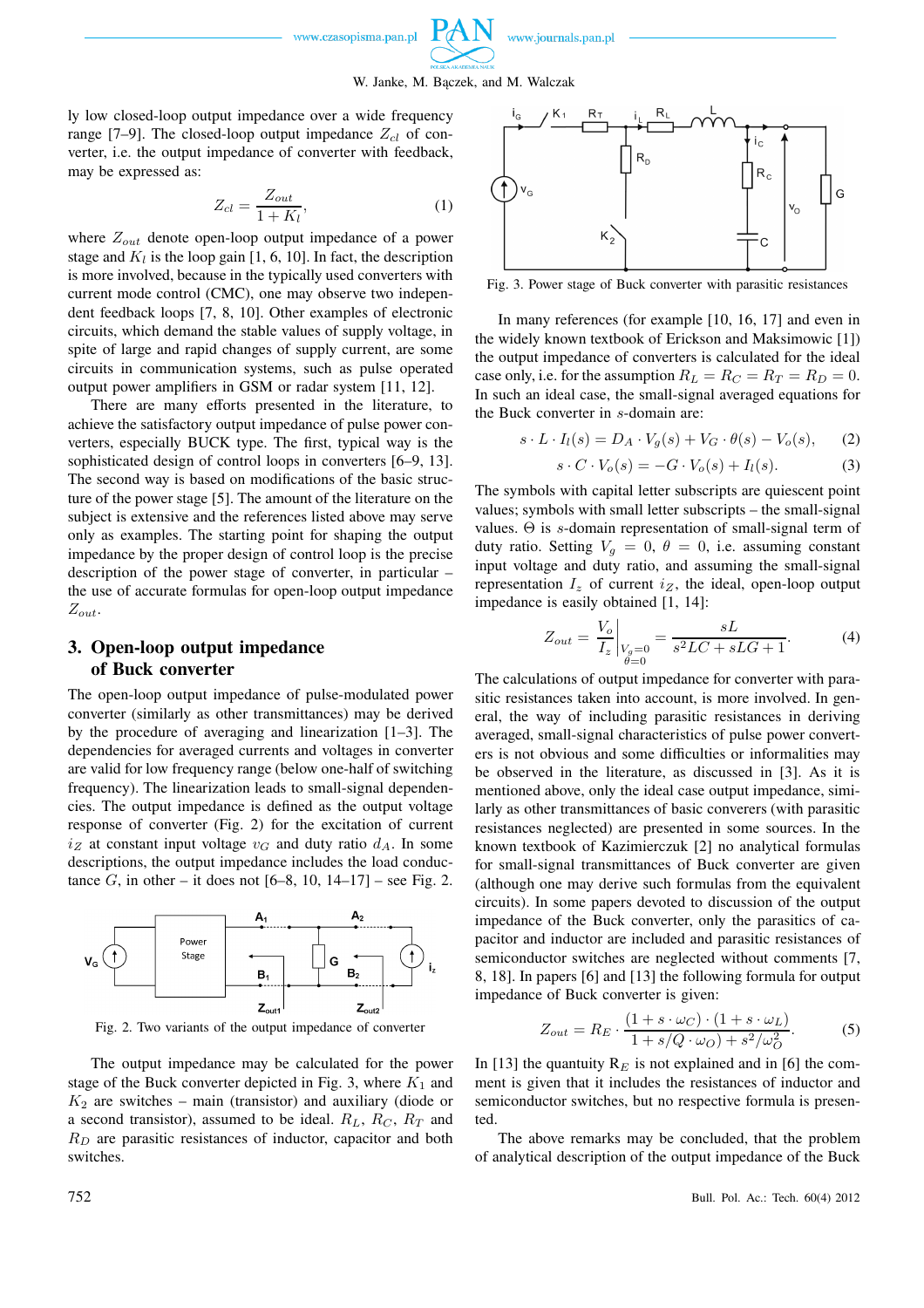ly low closed-loop output impedance over a wide frequency range [7–9]. The closed-loop output impedance $Z_{cl}$ of converter, i.e. the output impedance of converter with feedback, may be expressed as:

$$Z_{cl} = \frac{Z_{out}}{1 + K_l}, \tag{1}$$

where $Z_{out}$ denote open-loop output impedance of a power stage and $K_l$ is the loop gain [1, 6, 10]. In fact, the description is more involved, because in the typically used converters with current mode control (CMC), one may observe two independent feedback loops [7, 8, 10]. Other examples of electronic circuits, which demand the stable values of supply voltage, in spite of large and rapid changes of supply current, are some circuits in communication systems, such as pulse operated output power amplifiers in GSM or radar system [11, 12].

There are many efforts presented in the literature, to achieve the satisfactory output impedance of pulse power converters, especially BUCK type. The first, typical way is the sophisticated design of control loops in converters [6–9, 13]. The second way is based on modifications of the basic structure of the power stage [5]. The amount of the literature on the subject is extensive and the references listed above may serve only as examples. The starting point for shaping the output impedance by the proper design of control loop is the precise description of the power stage of converter, in particular – the use of accurate formulas for open-loop output impedance $Z_{out}$.

## 3. Open-loop output impedance of Buck converter

The open-loop output impedance of pulse-modulated power converter (similarly as other transmittances) may be derived by the procedure of averaging and linearization [1–3]. The dependencies for averaged currents and voltages in converter are valid for low frequency range (below one-half of switching frequency). The linearization leads to small-signal dependencies. The output impedance is defined as the output voltage response of converter (Fig. 2) for the excitation of current $i_Z$ at constant input voltage $v_G$ and duty ratio $d_A$. In some descriptions, the output impedance includes the load conductance $G$, in other – it does not [6–8, 10, 14–17] – see Fig. 2.

Fig. 2. Two variants of the output impedance of converter

The output impedance may be calculated for the power stage of the Buck converter depicted in Fig. 3, where $K_1$ and $K_2$ are switches – main (transistor) and auxiliary (diode or a second transistor), assumed to be ideal. $R_L$, $R_C$, $R_T$ and $R_D$ are parasitic resistances of inductor, capacitor and both switches.

Fig. 3. Power stage of Buck converter with parasitic resistances

In many references (for example [10, 16, 17] and even in the widely known textbook of Erickson and Maksimowic [1]) the output impedance of converters is calculated for the ideal case only, i.e. for the assumption $R_L = R_C = R_T = R_D = 0$. In such an ideal case, the small-signal averaged equations for the Buck converter in $s$-domain are:

$$s \cdot L \cdot I_l(s) = D_A \cdot V_g(s) + V_G \cdot \theta(s) - V_o(s), \tag{2}$$

$$s \cdot C \cdot V_o(s) = -G \cdot V_o(s) + I_l(s). \tag{3}$$

The symbols with capital letter subscripts are quiescent point values; symbols with small letter subscripts – the small-signal values. $\Theta$ is $s$-domain representation of small-signal term of duty ratio. Setting $V_g = 0$, $\theta = 0$, i.e. assuming constant input voltage and duty ratio, and assuming the small-signal representation $I_z$ of current $i_Z$, the ideal, open-loop output impedance is easily obtained [1, 14]:

$$Z_{out} = \left.\frac{V_o}{I_z}\right|_{\substack{V_g=0\\ \theta=0}} = \frac{sL}{s^2LC + sLG + 1}. \tag{4}$$

The calculations of output impedance for converter with parasitic resistances taken into account, is more involved. In general, the way of including parasitic resistances in deriving averaged, small-signal characteristics of pulse power converters is not obvious and some difficulties or informalities may be observed in the literature, as discussed in [3]. As it is mentioned above, only the ideal case output impedance, similarly as other transmittances of basic converters (with parasitic resistances neglected) are presented in some sources. In the known textbook of Kazimierczuk [2] no analytical formulas for small-signal transmittances of Buck converter are given (although one may derive such formulas from the equivalent circuits). In some papers devoted to discussion of the output impedance of the Buck converter, only the parasitics of capacitor and inductor are included and parasitic resistances of semiconductor switches are neglected without comments [7, 8, 18]. In papers [6] and [13] the following formula for output impedance of Buck converter is given:

$$Z_{out} = R_E \cdot \frac{(1 + s \cdot \omega_C) \cdot (1 + s \cdot \omega_L)}{1 + s/Q \cdot \omega_O) + s^2/\omega_O^2}. \tag{5}$$

In [13] the quantity $R_E$ is not explained and in [6] the comment is given that it includes the resistances of inductor and semiconductor switches, but no respective formula is presented.

The above remarks may be concluded, that the problem of analytical description of the output impedance of the Buck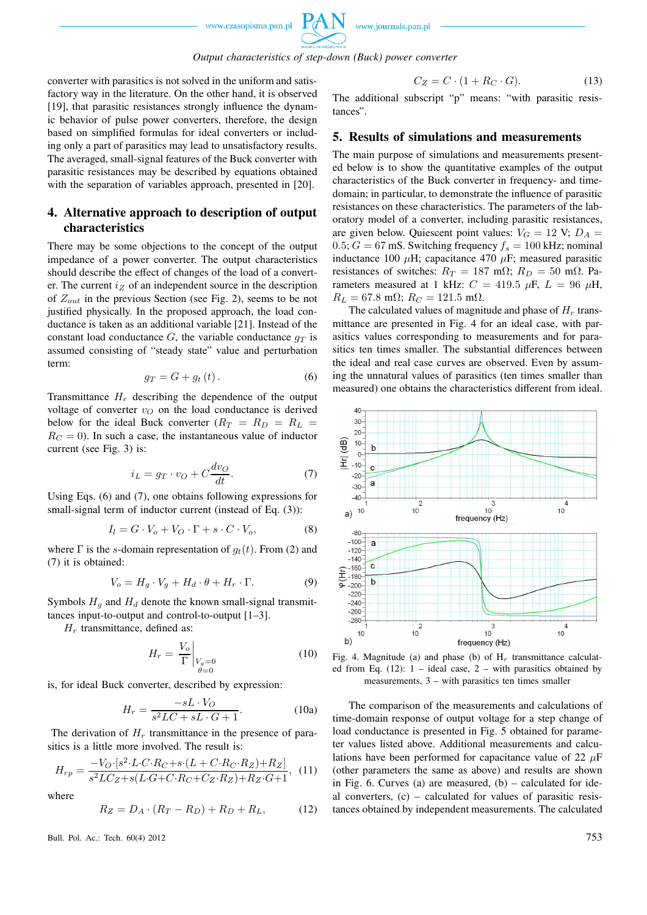converter with parasitics is not solved in the uniform and satisfactory way in the literature. On the other hand, it is observed [19], that parasitic resistances strongly influence the dynamic behavior of pulse power converters, therefore, the design based on simplified formulas for ideal converters or including only a part of parasitics may lead to unsatisfactory results. The averaged, small-signal features of the Buck converter with parasitic resistances may be described by equations obtained with the separation of variables approach, presented in [20].

## 4. Alternative approach to description of output characteristics

There may be some objections to the concept of the output impedance of a power converter. The output characteristics should describe the effect of changes of the load of a converter. The current $i_Z$ of an independent source in the description of $Z_{out}$ in the previous Section (see Fig. 2), seems to be not justified physically. In the proposed approach, the load conductance is taken as an additional variable [21]. Instead of the constant load conductance $G$, the variable conductance $g_T$ is assumed consisting of "steady state" value and perturbation term:

$$g_T = G + g_t\,(t)\,. \tag{6}$$

Transmittance $H_r$ describing the dependence of the output voltage of converter $v_O$ on the load conductance is derived below for the ideal Buck converter ($R_T = R_D = R_L = R_C = 0$). In such a case, the instantaneous value of inductor current (see Fig. 3) is:

$$i_L = g_T \cdot v_O + C\frac{dv_O}{dt}. \tag{7}$$

Using Eqs. (6) and (7), one obtains following expressions for small-signal term of inductor current (instead of Eq. (3)):

$$I_l = G \cdot V_o + V_O \cdot \Gamma + s \cdot C \cdot V_o, \tag{8}$$

where $\Gamma$ is the $s$-domain representation of $g_t(t)$. From (2) and (7) it is obtained:

$$V_o = H_g \cdot V_g + H_d \cdot \theta + H_r \cdot \Gamma. \tag{9}$$

Symbols $H_g$ and $H_d$ denote the known small-signal transmittances input-to-output and control-to-output [1–3].

$H_r$ transmittance, defined as:

$$H_r = \left.\frac{V_o}{\Gamma}\right|_{\substack{V_g=0\\ \theta=0}} \tag{10}$$

is, for ideal Buck converter, described by expression:

$$H_r = \frac{-sL \cdot V_O}{s^2LC + sL \cdot G + 1}. \tag{10a}$$

The derivation of $H_r$ transmittance in the presence of parasitics is a little more involved. The result is:

$$H_{rp} = \frac{-V_O{\cdot}[s^2{\cdot}L{\cdot}C{\cdot}R_C{+}s{\cdot}(L + C{\cdot}R_C{\cdot}R_Z){+}R_Z]}{s^2LC_Z{+}s(L{\cdot}G{+}C{\cdot}R_C{+}C_Z{\cdot}R_Z){+}R_Z{\cdot}G{+}1}, \tag{11}$$

where

$$R_Z = D_A \cdot (R_T - R_D) + R_D + R_L, \tag{12}$$

$$C_Z = C \cdot (1 + R_C \cdot G). \tag{13}$$

The additional subscript "p" means: "with parasitic resistances".

## 5. Results of simulations and measurements

The main purpose of simulations and measurements presented below is to show the quantitative examples of the output characteristics of the Buck converter in frequency- and time-domain; in particular, to demonstrate the influence of parasitic resistances on these characteristics. The parameters of the laboratory model of a converter, including parasitic resistances, are given below. Quiescent point values: $V_G = 12$ V; $D_A = 0.5$; $G = 67$ mS. Switching frequency $f_s = 100$ kHz; nominal inductance 100 $\mu$H; capacitance 470 $\mu$F; measured parasitic resistances of switches: $R_T = 187$ m$\Omega$; $R_D = 50$ m$\Omega$. Parameters measured at 1 kHz: $C = 419.5$ $\mu$F, $L = 96$ $\mu$H, $R_L = 67.8$ m$\Omega$; $R_C = 121.5$ m$\Omega$.

The calculated values of magnitude and phase of $H_r$ transmittance are presented in Fig. 4 for an ideal case, with parasitics values corresponding to measurements and for parasitics ten times smaller. The substantial differences between the ideal and real case curves are observed. Even by assuming the unnatural values of parasitics (ten times smaller than measured) one obtains the characteristics different from ideal.

Fig. 4. Magnitude (a) and phase (b) of $H_r$ transmittance calculated from Eq. (12): 1 – ideal case, 2 – with parasitics obtained by measurements, 3 – with parasitics ten times smaller

The comparison of the measurements and calculations of time-domain response of output voltage for a step change of load conductance is presented in Fig. 5 obtained for parameter values listed above. Additional measurements and calculations have been performed for capacitance value of 22 $\mu$F (other parameters the same as above) and results are shown in Fig. 6. Curves (a) are measured, (b) – calculated for ideal converters, (c) – calculated for values of parasitic resistances obtained by independent measurements. The calculated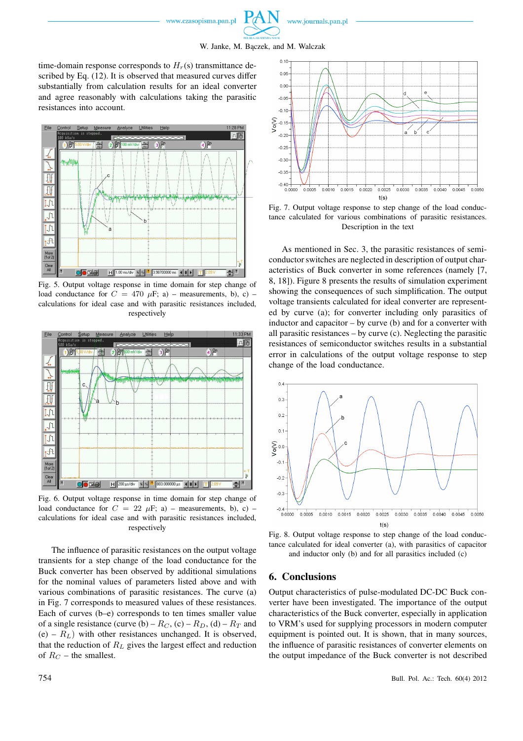time-domain response corresponds to $H_r(s)$ transmittance described by Eq. (12). It is observed that measured curves differ substantially from calculation results for an ideal converter and agree reasonably with calculations taking the parasitic resistances into account.

Fig. 5. Output voltage response in time domain for step change of load conductance for $C = 470$ $\mu$F; a) – measurements, b), c) – calculations for ideal case and with parasitic resistances included, respectively

Fig. 6. Output voltage response in time domain for step change of load conductance for $C = 22$ $\mu$F; a) – measurements, b), c) – calculations for ideal case and with parasitic resistances included, respectively

The influence of parasitic resistances on the output voltage transients for a step change of the load conductance for the Buck converter has been observed by additional simulations for the nominal values of parameters listed above and with various combinations of parasitic resistances. The curve (a) in Fig. 7 corresponds to measured values of these resistances. Each of curves (b–e) corresponds to ten times smaller value of a single resistance (curve (b) – $R_C$, (c) – $R_D$, (d) – $R_T$ and (e) – $R_L$) with other resistances unchanged. It is observed, that the reduction of $R_L$ gives the largest effect and reduction of $R_C$ – the smallest.

Fig. 7. Output voltage response to step change of the load conductance calculated for various combinations of parasitic resistances. Description in the text

As mentioned in Sec. 3, the parasitic resistances of semiconductor switches are neglected in description of output characteristics of Buck converter in some references (namely [7, 8, 18]). Figure 8 presents the results of simulation experiment showing the consequences of such simplification. The output voltage transients calculated for ideal converter are represented by curve (a); for converter including only parasitics of inductor and capacitor – by curve (b) and for a converter with all parasitic resistances – by curve (c). Neglecting the parasitic resistances of semiconductor switches results in a substantial error in calculations of the output voltage response to step change of the load conductance.

Fig. 8. Output voltage response to step change of the load conductance calculated for ideal converter (a), with parasitics of capacitor and inductor only (b) and for all parasitics included (c)

## 6. Conclusions

Output characteristics of pulse-modulated DC-DC Buck converter have been investigated. The importance of the output characteristics of the Buck converter, especially in application to VRM's used for supplying processors in modern computer equipment is pointed out. It is shown, that in many sources, the influence of parasitic resistances of converter elements on the output impedance of the Buck converter is not described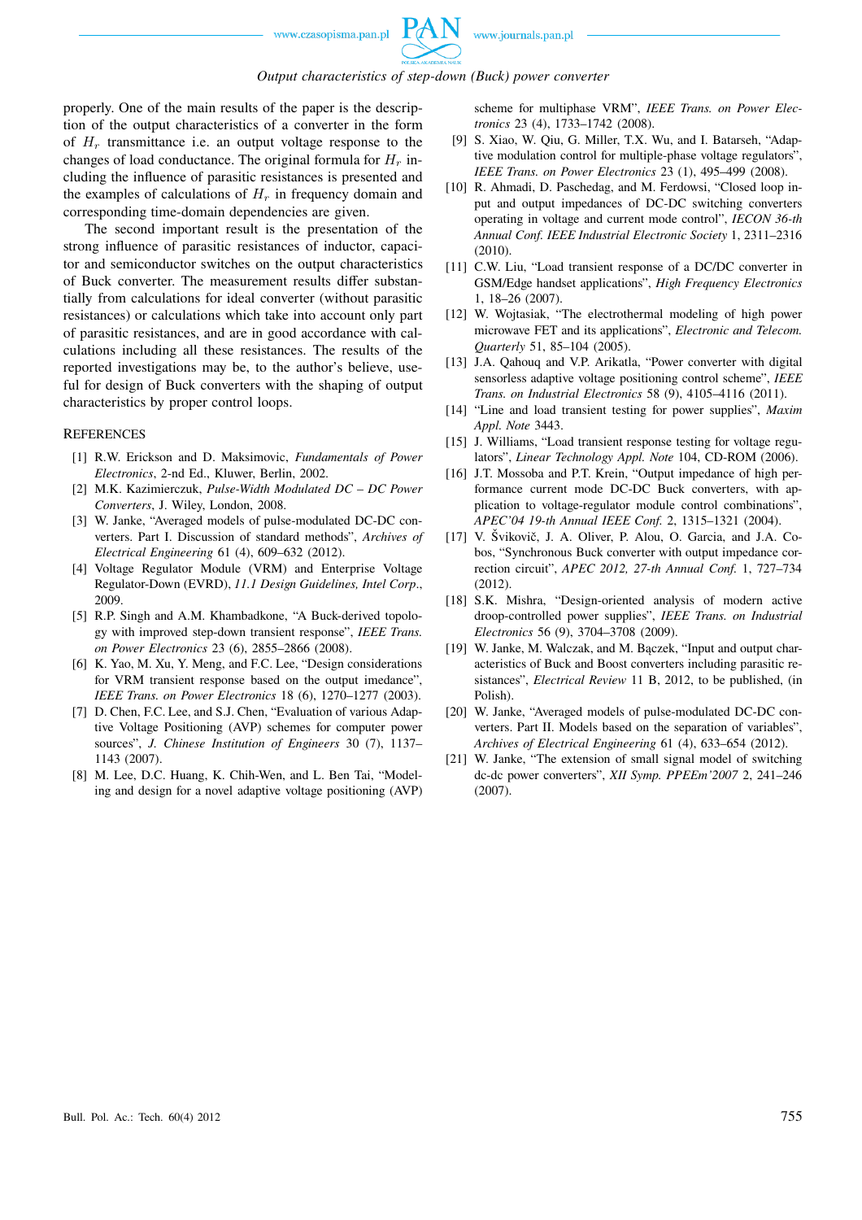properly. One of the main results of the paper is the description of the output characteristics of a converter in the form of $H_r$ transmittance i.e. an output voltage response to the changes of load conductance. The original formula for $H_r$ including the influence of parasitic resistances is presented and the examples of calculations of $H_r$ in frequency domain and corresponding time-domain dependencies are given.

The second important result is the presentation of the strong influence of parasitic resistances of inductor, capacitor and semiconductor switches on the output characteristics of Buck converter. The measurement results differ substantially from calculations for ideal converter (without parasitic resistances) or calculations which take into account only part of parasitic resistances, and are in good accordance with calculations including all these resistances. The results of the reported investigations may be, to the author's believe, useful for design of Buck converters with the shaping of output characteristics by proper control loops.

## REFERENCES

[1] R.W. Erickson and D. Maksimovic, *Fundamentals of Power Electronics*, 2-nd Ed., Kluwer, Berlin, 2002.

[2] M.K. Kazimierczuk, *Pulse-Width Modulated DC – DC Power Converters*, J. Wiley, London, 2008.

[3] W. Janke, "Averaged models of pulse-modulated DC-DC converters. Part I. Discussion of standard methods", *Archives of Electrical Engineering* 61 (4), 609–632 (2012).

[4] Voltage Regulator Module (VRM) and Enterprise Voltage Regulator-Down (EVRD), *11.1 Design Guidelines, Intel Corp*., 2009.

[5] R.P. Singh and A.M. Khambadkone, "A Buck-derived topology with improved step-down transient response", *IEEE Trans. on Power Electronics* 23 (6), 2855–2866 (2008).

[6] K. Yao, M. Xu, Y. Meng, and F.C. Lee, "Design considerations for VRM transient response based on the output imedance", *IEEE Trans. on Power Electronics* 18 (6), 1270–1277 (2003).

[7] D. Chen, F.C. Lee, and S.J. Chen, "Evaluation of various Adaptive Voltage Positioning (AVP) schemes for computer power sources", *J. Chinese Institution of Engineers* 30 (7), 1137–1143 (2007).

[8] M. Lee, D.C. Huang, K. Chih-Wen, and L. Ben Tai, "Modeling and design for a novel adaptive voltage positioning (AVP) scheme for multiphase VRM", *IEEE Trans. on Power Electronics* 23 (4), 1733–1742 (2008).

[9] S. Xiao, W. Qiu, G. Miller, T.X. Wu, and I. Batarseh, "Adaptive modulation control for multiple-phase voltage regulators", *IEEE Trans. on Power Electronics* 23 (1), 495–499 (2008).

[10] R. Ahmadi, D. Paschedag, and M. Ferdowsi, "Closed loop input and output impedances of DC-DC switching converters operating in voltage and current mode control", *IECON 36-th Annual Conf. IEEE Industrial Electronic Society* 1, 2311–2316 (2010).

[11] C.W. Liu, "Load transient response of a DC/DC converter in GSM/Edge handset applications", *High Frequency Electronics* 1, 18–26 (2007).

[12] W. Wojtasiak, "The electrothermal modeling of high power microwave FET and its applications", *Electronic and Telecom. Quarterly* 51, 85–104 (2005).

[13] J.A. Qahouq and V.P. Arikatla, "Power converter with digital sensorless adaptive voltage positioning control scheme", *IEEE Trans. on Industrial Electronics* 58 (9), 4105–4116 (2011).

[14] "Line and load transient testing for power supplies", *Maxim Appl. Note* 3443.

[15] J. Williams, "Load transient response testing for voltage regulators", *Linear Technology Appl. Note* 104, CD-ROM (2006).

[16] J.T. Mossoba and P.T. Krein, "Output impedance of high performance current mode DC-DC Buck converters, with application to voltage-regulator module control combinations", *APEC'04 19-th Annual IEEE Conf.* 2, 1315–1321 (2004).

[17] V. Švikovič, J. A. Oliver, P. Alou, O. Garcia, and J.A. Cobos, "Synchronous Buck converter with output impedance correction circuit", *APEC 2012, 27-th Annual Conf.* 1, 727–734 (2012).

[18] S.K. Mishra, "Design-oriented analysis of modern active droop-controlled power supplies", *IEEE Trans. on Industrial Electronics* 56 (9), 3704–3708 (2009).

[19] W. Janke, M. Walczak, and M. Bączek, "Input and output characteristics of Buck and Boost converters including parasitic resistances", *Electrical Review* 11 B, 2012, to be published, (in Polish).

[20] W. Janke, "Averaged models of pulse-modulated DC-DC converters. Part II. Models based on the separation of variables", *Archives of Electrical Engineering* 61 (4), 633–654 (2012).

[21] W. Janke, "The extension of small signal model of switching dc-dc power converters", *XII Symp. PPEEm'2007* 2, 241–246 (2007).